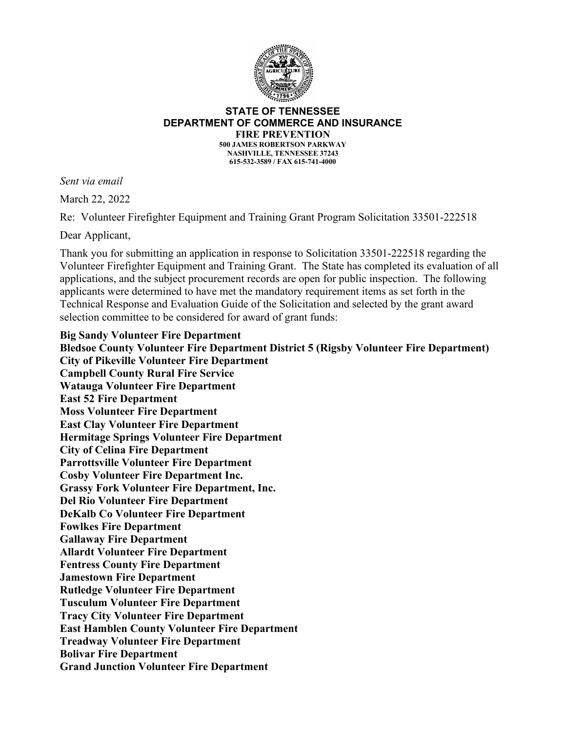**STATE OF TENNESSEE**
**DEPARTMENT OF COMMERCE AND INSURANCE**
**FIRE PREVENTION**
**500 JAMES ROBERTSON PARKWAY**
**NASHVILLE, TENNESSEE 37243**
**615-532-3589 / FAX 615-741-4000**

*Sent via email*

March 22, 2022

Re: Volunteer Firefighter Equipment and Training Grant Program Solicitation 33501-222518

Dear Applicant,

Thank you for submitting an application in response to Solicitation 33501-222518 regarding the Volunteer Firefighter Equipment and Training Grant. The State has completed its evaluation of all applications, and the subject procurement records are open for public inspection. The following applicants were determined to have met the mandatory requirement items as set forth in the Technical Response and Evaluation Guide of the Solicitation and selected by the grant award selection committee to be considered for award of grant funds:

**Big Sandy Volunteer Fire Department**
**Bledsoe County Volunteer Fire Department District 5 (Rigsby Volunteer Fire Department)**
**City of Pikeville Volunteer Fire Department**
**Campbell County Rural Fire Service**
**Watauga Volunteer Fire Department**
**East 52 Fire Department**
**Moss Volunteer Fire Department**
**East Clay Volunteer Fire Department**
**Hermitage Springs Volunteer Fire Department**
**City of Celina Fire Department**
**Parrottsville Volunteer Fire Department**
**Cosby Volunteer Fire Department Inc.**
**Grassy Fork Volunteer Fire Department, Inc.**
**Del Rio Volunteer Fire Department**
**DeKalb Co Volunteer Fire Department**
**Fowlkes Fire Department**
**Gallaway Fire Department**
**Allardt Volunteer Fire Department**
**Fentress County Fire Department**
**Jamestown Fire Department**
**Rutledge Volunteer Fire Department**
**Tusculum Volunteer Fire Department**
**Tracy City Volunteer Fire Department**
**East Hamblen County Volunteer Fire Department**
**Treadway Volunteer Fire Department**
**Bolivar Fire Department**
**Grand Junction Volunteer Fire Department**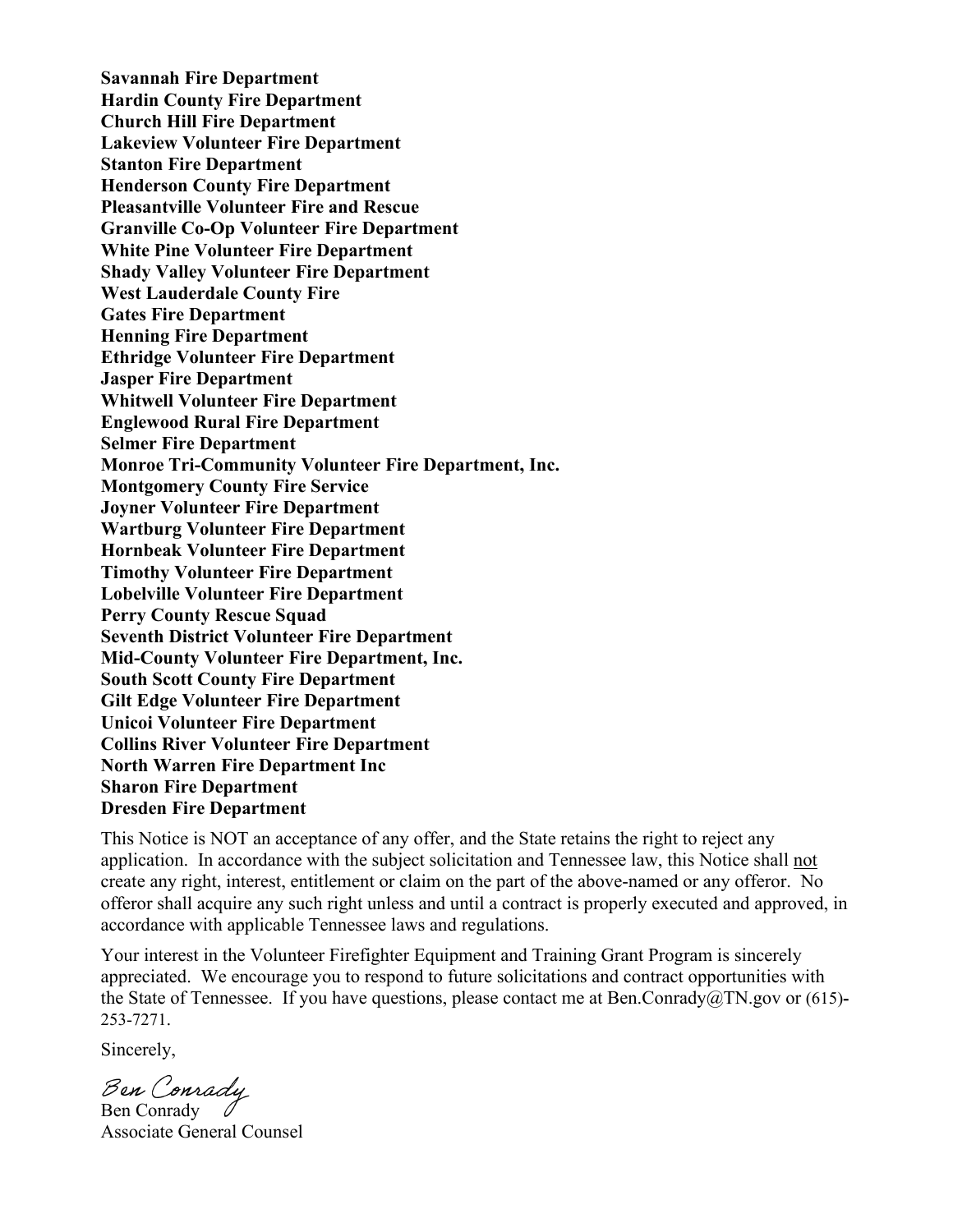**Savannah Fire Department**
**Hardin County Fire Department**
**Church Hill Fire Department**
**Lakeview Volunteer Fire Department**
**Stanton Fire Department**
**Henderson County Fire Department**
**Pleasantville Volunteer Fire and Rescue**
**Granville Co-Op Volunteer Fire Department**
**White Pine Volunteer Fire Department**
**Shady Valley Volunteer Fire Department**
**West Lauderdale County Fire**
**Gates Fire Department**
**Henning Fire Department**
**Ethridge Volunteer Fire Department**
**Jasper Fire Department**
**Whitwell Volunteer Fire Department**
**Englewood Rural Fire Department**
**Selmer Fire Department**
**Monroe Tri-Community Volunteer Fire Department, Inc.**
**Montgomery County Fire Service**
**Joyner Volunteer Fire Department**
**Wartburg Volunteer Fire Department**
**Hornbeak Volunteer Fire Department**
**Timothy Volunteer Fire Department**
**Lobelville Volunteer Fire Department**
**Perry County Rescue Squad**
**Seventh District Volunteer Fire Department**
**Mid-County Volunteer Fire Department, Inc.**
**South Scott County Fire Department**
**Gilt Edge Volunteer Fire Department**
**Unicoi Volunteer Fire Department**
**Collins River Volunteer Fire Department**
**North Warren Fire Department Inc**
**Sharon Fire Department**
**Dresden Fire Department**

This Notice is NOT an acceptance of any offer, and the State retains the right to reject any application. In accordance with the subject solicitation and Tennessee law, this Notice shall not create any right, interest, entitlement or claim on the part of the above-named or any offeror. No offeror shall acquire any such right unless and until a contract is properly executed and approved, in accordance with applicable Tennessee laws and regulations.

Your interest in the Volunteer Firefighter Equipment and Training Grant Program is sincerely appreciated. We encourage you to respond to future solicitations and contract opportunities with the State of Tennessee. If you have questions, please contact me at Ben.Conrady@TN.gov or (615)-253-7271.

Sincerely,

Ben Conrady

Ben Conrady
Associate General Counsel